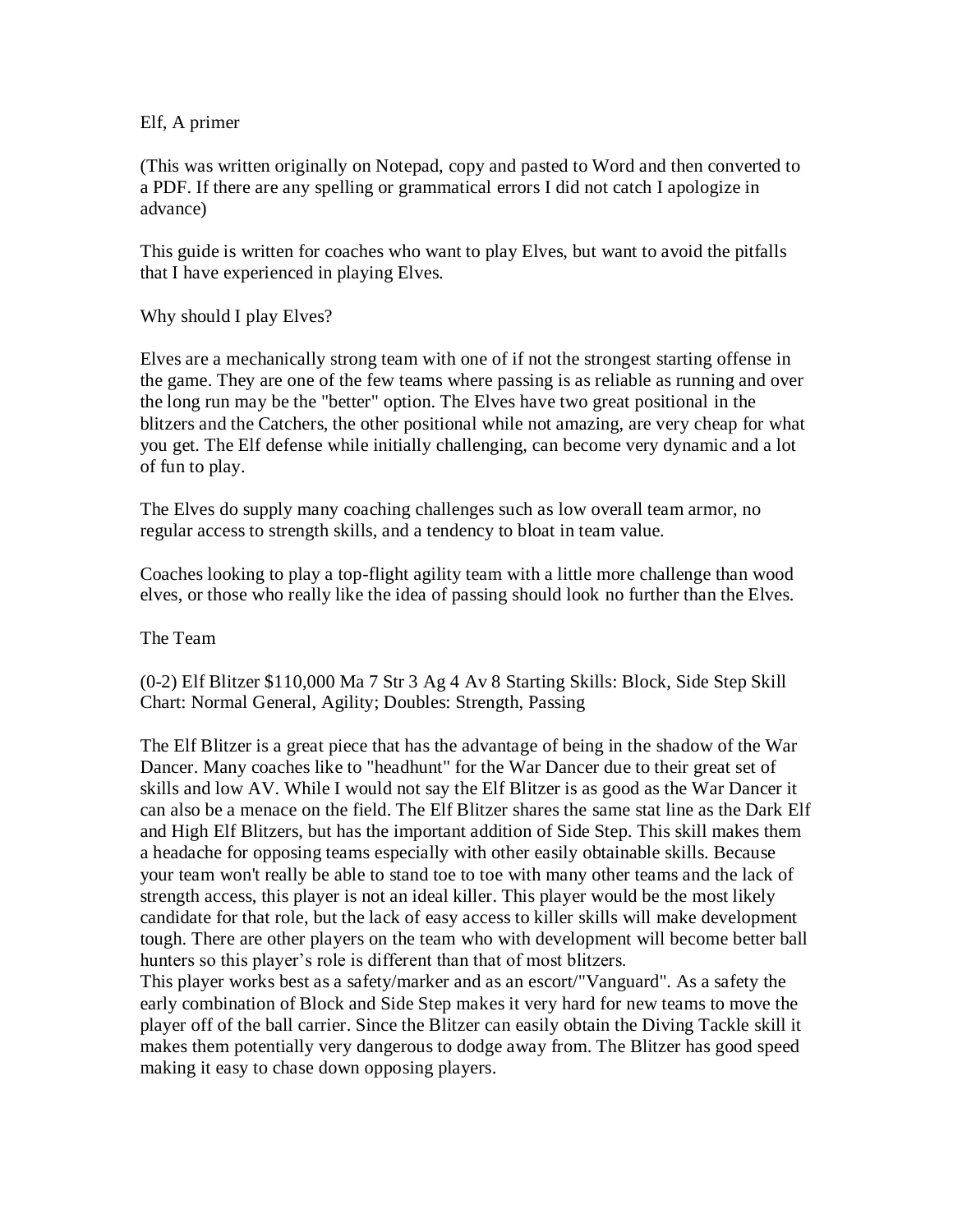# Elf, A primer

(This was written originally on Notepad, copy and pasted to Word and then converted to a PDF. If there are any spelling or grammatical errors I did not catch I apologize in advance)

This guide is written for coaches who want to play Elves, but want to avoid the pitfalls that I have experienced in playing Elves.

## Why should I play Elves?

Elves are a mechanically strong team with one of if not the strongest starting offense in the game. They are one of the few teams where passing is as reliable as running and over the long run may be the "better" option. The Elves have two great positional in the blitzers and the Catchers, the other positional while not amazing, are very cheap for what you get. The Elf defense while initially challenging, can become very dynamic and a lot of fun to play.

The Elves do supply many coaching challenges such as low overall team armor, no regular access to strength skills, and a tendency to bloat in team value.

Coaches looking to play a top-flight agility team with a little more challenge than wood elves, or those who really like the idea of passing should look no further than the Elves.

## The Team

(0-2) Elf Blitzer $110,000 Ma 7 Str 3 Ag 4 Av 8 Starting Skills: Block, Side Step Skill Chart: Normal General, Agility; Doubles: Strength, Passing

The Elf Blitzer is a great piece that has the advantage of being in the shadow of the War Dancer. Many coaches like to "headhunt" for the War Dancer due to their great set of skills and low AV. While I would not say the Elf Blitzer is as good as the War Dancer it can also be a menace on the field. The Elf Blitzer shares the same stat line as the Dark Elf and High Elf Blitzers, but has the important addition of Side Step. This skill makes them a headache for opposing teams especially with other easily obtainable skills. Because your team won't really be able to stand toe to toe with many other teams and the lack of strength access, this player is not an ideal killer. This player would be the most likely candidate for that role, but the lack of easy access to killer skills will make development tough. There are other players on the team who with development will become better ball hunters so this player's role is different than that of most blitzers.

This player works best as a safety/marker and as an escort/"Vanguard". As a safety the early combination of Block and Side Step makes it very hard for new teams to move the player off of the ball carrier. Since the Blitzer can easily obtain the Diving Tackle skill it makes them potentially very dangerous to dodge away from. The Blitzer has good speed making it easy to chase down opposing players.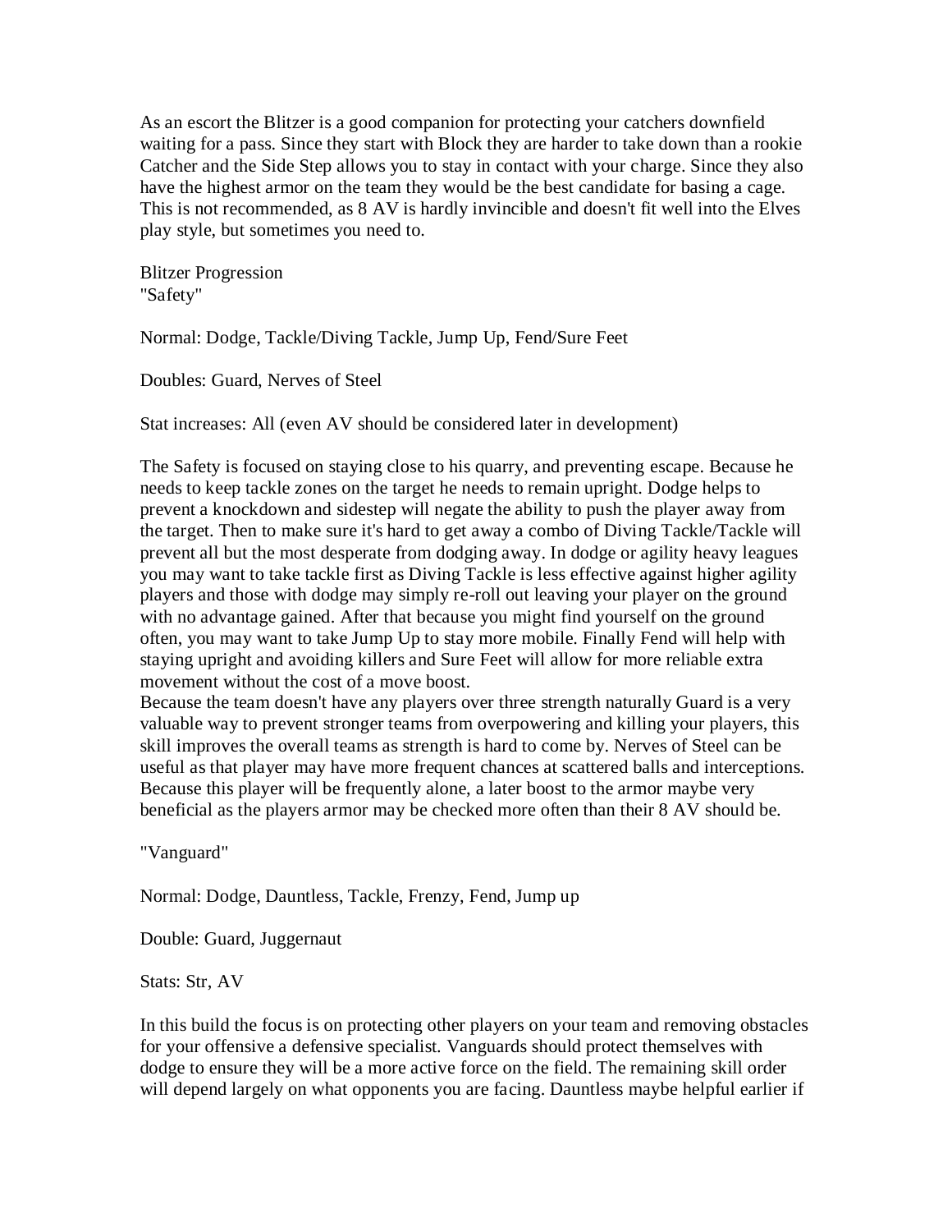As an escort the Blitzer is a good companion for protecting your catchers downfield waiting for a pass. Since they start with Block they are harder to take down than a rookie Catcher and the Side Step allows you to stay in contact with your charge. Since they also have the highest armor on the team they would be the best candidate for basing a cage. This is not recommended, as 8 AV is hardly invincible and doesn't fit well into the Elves play style, but sometimes you need to.

Blitzer Progression
"Safety"

Normal: Dodge, Tackle/Diving Tackle, Jump Up, Fend/Sure Feet

Doubles: Guard, Nerves of Steel

Stat increases: All (even AV should be considered later in development)

The Safety is focused on staying close to his quarry, and preventing escape. Because he needs to keep tackle zones on the target he needs to remain upright. Dodge helps to prevent a knockdown and sidestep will negate the ability to push the player away from the target. Then to make sure it's hard to get away a combo of Diving Tackle/Tackle will prevent all but the most desperate from dodging away. In dodge or agility heavy leagues you may want to take tackle first as Diving Tackle is less effective against higher agility players and those with dodge may simply re-roll out leaving your player on the ground with no advantage gained. After that because you might find yourself on the ground often, you may want to take Jump Up to stay more mobile. Finally Fend will help with staying upright and avoiding killers and Sure Feet will allow for more reliable extra movement without the cost of a move boost.
Because the team doesn't have any players over three strength naturally Guard is a very valuable way to prevent stronger teams from overpowering and killing your players, this skill improves the overall teams as strength is hard to come by. Nerves of Steel can be useful as that player may have more frequent chances at scattered balls and interceptions. Because this player will be frequently alone, a later boost to the armor maybe very beneficial as the players armor may be checked more often than their 8 AV should be.

"Vanguard"

Normal: Dodge, Dauntless, Tackle, Frenzy, Fend, Jump up

Double: Guard, Juggernaut

Stats: Str, AV

In this build the focus is on protecting other players on your team and removing obstacles for your offensive a defensive specialist. Vanguards should protect themselves with dodge to ensure they will be a more active force on the field. The remaining skill order will depend largely on what opponents you are facing. Dauntless maybe helpful earlier if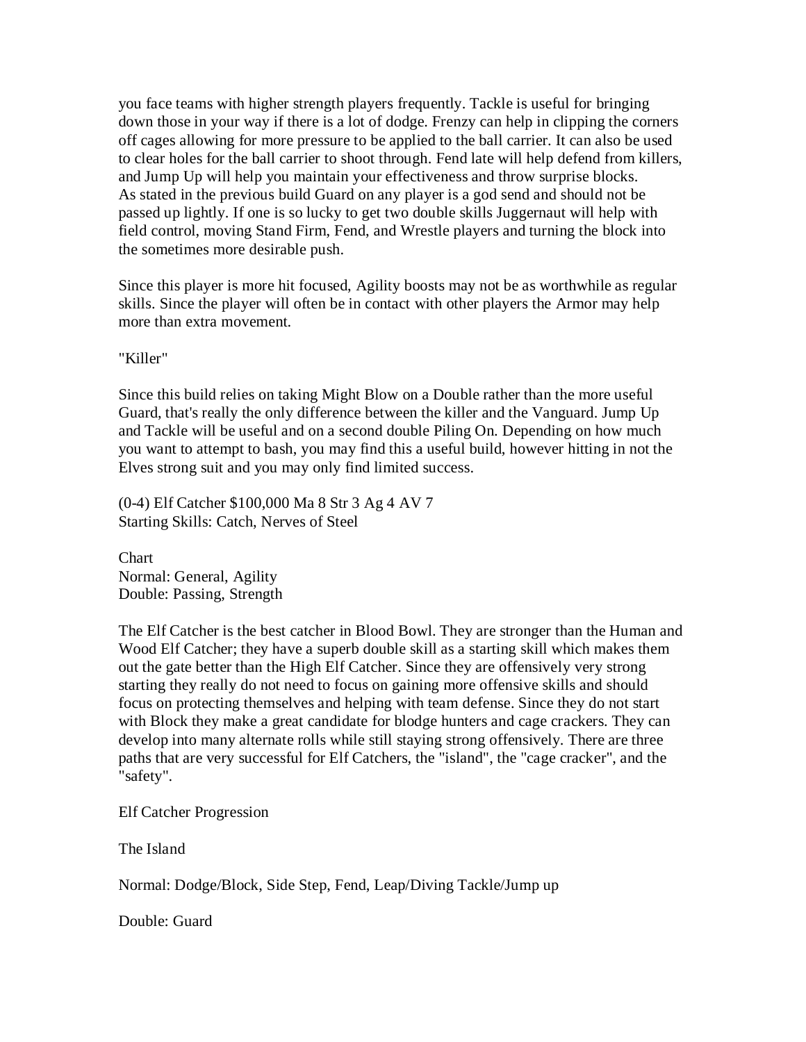you face teams with higher strength players frequently. Tackle is useful for bringing down those in your way if there is a lot of dodge. Frenzy can help in clipping the corners off cages allowing for more pressure to be applied to the ball carrier. It can also be used to clear holes for the ball carrier to shoot through. Fend late will help defend from killers, and Jump Up will help you maintain your effectiveness and throw surprise blocks. As stated in the previous build Guard on any player is a god send and should not be passed up lightly. If one is so lucky to get two double skills Juggernaut will help with field control, moving Stand Firm, Fend, and Wrestle players and turning the block into the sometimes more desirable push.

Since this player is more hit focused, Agility boosts may not be as worthwhile as regular skills. Since the player will often be in contact with other players the Armor may help more than extra movement.

"Killer"

Since this build relies on taking Might Blow on a Double rather than the more useful Guard, that's really the only difference between the killer and the Vanguard. Jump Up and Tackle will be useful and on a second double Piling On. Depending on how much you want to attempt to bash, you may find this a useful build, however hitting in not the Elves strong suit and you may only find limited success.

(0-4) Elf Catcher $100,000 Ma 8 Str 3 Ag 4 AV 7
Starting Skills: Catch, Nerves of Steel

Chart
Normal: General, Agility
Double: Passing, Strength

The Elf Catcher is the best catcher in Blood Bowl. They are stronger than the Human and Wood Elf Catcher; they have a superb double skill as a starting skill which makes them out the gate better than the High Elf Catcher. Since they are offensively very strong starting they really do not need to focus on gaining more offensive skills and should focus on protecting themselves and helping with team defense. Since they do not start with Block they make a great candidate for blodge hunters and cage crackers. They can develop into many alternate rolls while still staying strong offensively. There are three paths that are very successful for Elf Catchers, the "island", the "cage cracker", and the "safety".

Elf Catcher Progression

The Island

Normal: Dodge/Block, Side Step, Fend, Leap/Diving Tackle/Jump up

Double: Guard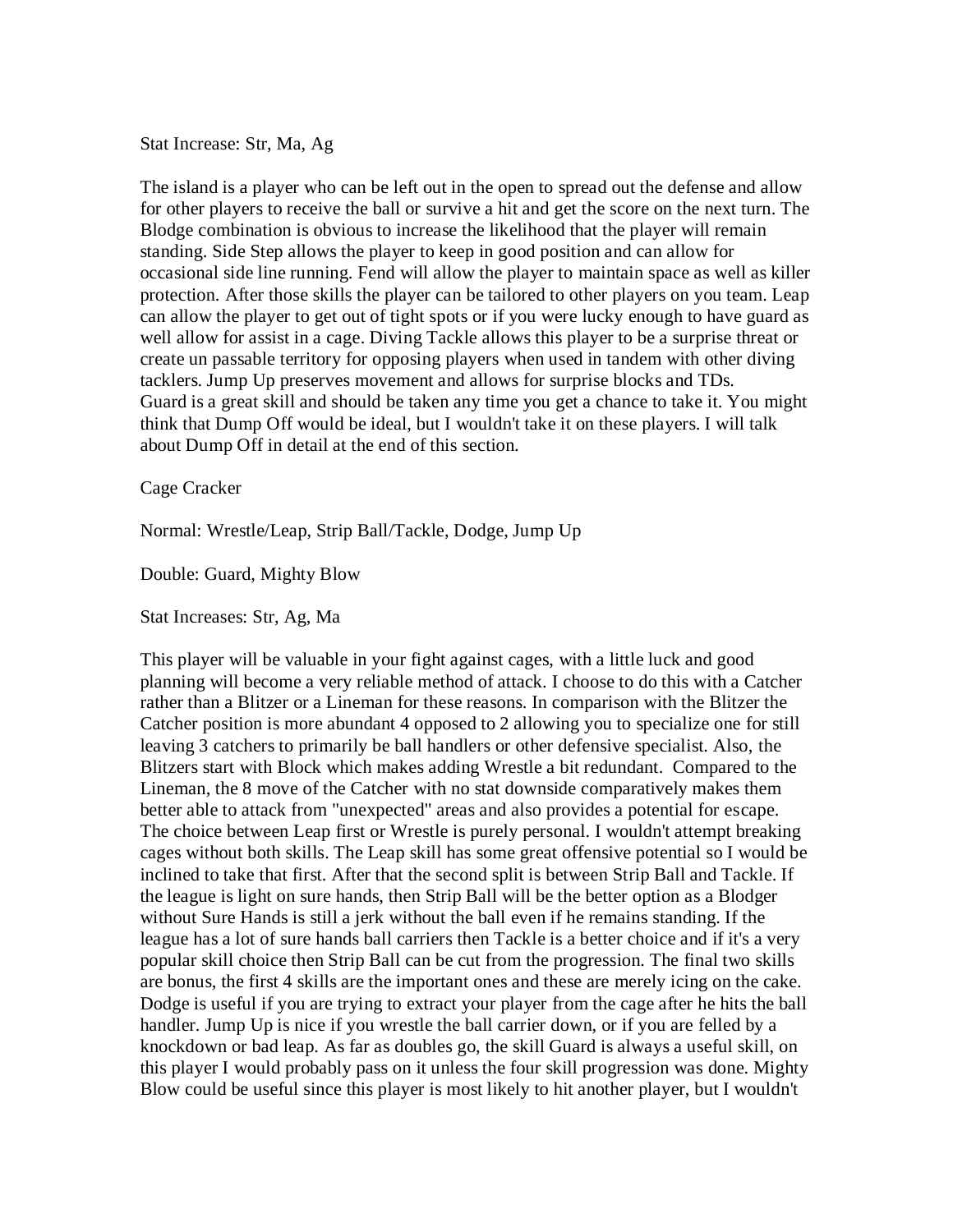Stat Increase: Str, Ma, Ag

The island is a player who can be left out in the open to spread out the defense and allow for other players to receive the ball or survive a hit and get the score on the next turn. The Blodge combination is obvious to increase the likelihood that the player will remain standing. Side Step allows the player to keep in good position and can allow for occasional side line running. Fend will allow the player to maintain space as well as killer protection. After those skills the player can be tailored to other players on you team. Leap can allow the player to get out of tight spots or if you were lucky enough to have guard as well allow for assist in a cage. Diving Tackle allows this player to be a surprise threat or create un passable territory for opposing players when used in tandem with other diving tacklers. Jump Up preserves movement and allows for surprise blocks and TDs. Guard is a great skill and should be taken any time you get a chance to take it. You might think that Dump Off would be ideal, but I wouldn't take it on these players. I will talk about Dump Off in detail at the end of this section.

Cage Cracker

Normal: Wrestle/Leap, Strip Ball/Tackle, Dodge, Jump Up

Double: Guard, Mighty Blow

Stat Increases: Str, Ag, Ma

This player will be valuable in your fight against cages, with a little luck and good planning will become a very reliable method of attack. I choose to do this with a Catcher rather than a Blitzer or a Lineman for these reasons. In comparison with the Blitzer the Catcher position is more abundant 4 opposed to 2 allowing you to specialize one for still leaving 3 catchers to primarily be ball handlers or other defensive specialist. Also, the Blitzers start with Block which makes adding Wrestle a bit redundant. Compared to the Lineman, the 8 move of the Catcher with no stat downside comparatively makes them better able to attack from "unexpected" areas and also provides a potential for escape. The choice between Leap first or Wrestle is purely personal. I wouldn't attempt breaking cages without both skills. The Leap skill has some great offensive potential so I would be inclined to take that first. After that the second split is between Strip Ball and Tackle. If the league is light on sure hands, then Strip Ball will be the better option as a Blodger without Sure Hands is still a jerk without the ball even if he remains standing. If the league has a lot of sure hands ball carriers then Tackle is a better choice and if it's a very popular skill choice then Strip Ball can be cut from the progression. The final two skills are bonus, the first 4 skills are the important ones and these are merely icing on the cake. Dodge is useful if you are trying to extract your player from the cage after he hits the ball handler. Jump Up is nice if you wrestle the ball carrier down, or if you are felled by a knockdown or bad leap. As far as doubles go, the skill Guard is always a useful skill, on this player I would probably pass on it unless the four skill progression was done. Mighty Blow could be useful since this player is most likely to hit another player, but I wouldn't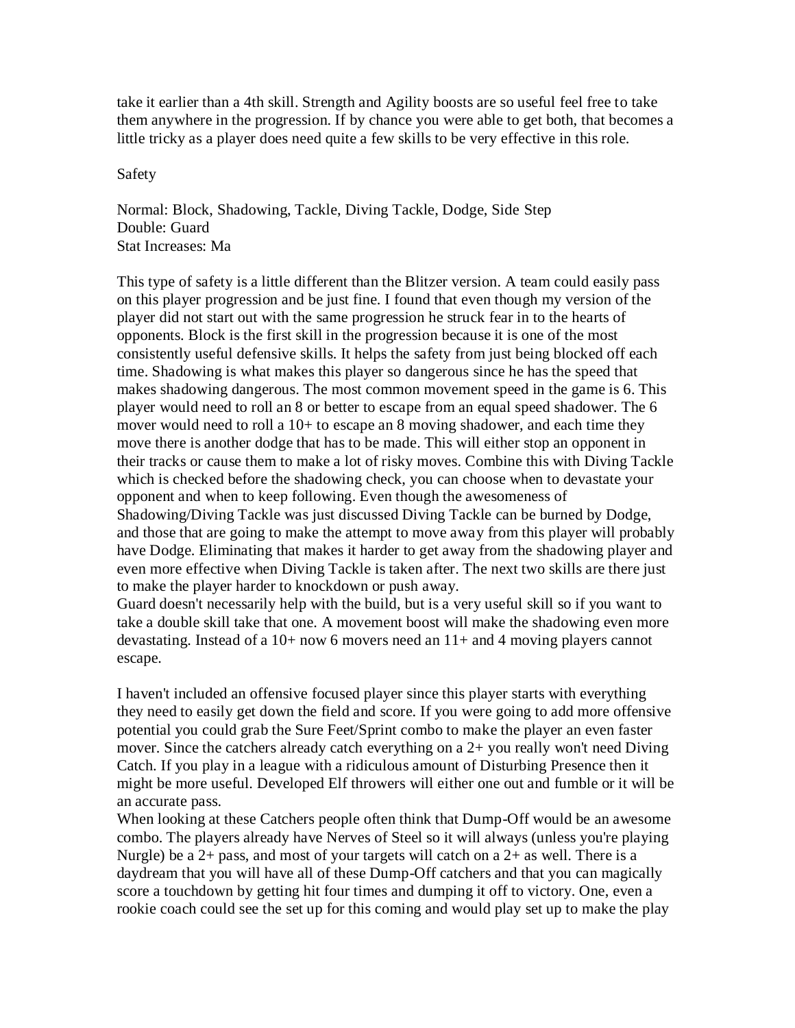take it earlier than a 4th skill. Strength and Agility boosts are so useful feel free to take them anywhere in the progression. If by chance you were able to get both, that becomes a little tricky as a player does need quite a few skills to be very effective in this role.

Safety

Normal: Block, Shadowing, Tackle, Diving Tackle, Dodge, Side Step
Double: Guard
Stat Increases: Ma

This type of safety is a little different than the Blitzer version. A team could easily pass on this player progression and be just fine. I found that even though my version of the player did not start out with the same progression he struck fear in to the hearts of opponents. Block is the first skill in the progression because it is one of the most consistently useful defensive skills. It helps the safety from just being blocked off each time. Shadowing is what makes this player so dangerous since he has the speed that makes shadowing dangerous. The most common movement speed in the game is 6. This player would need to roll an 8 or better to escape from an equal speed shadower. The 6 mover would need to roll a 10+ to escape an 8 moving shadower, and each time they move there is another dodge that has to be made. This will either stop an opponent in their tracks or cause them to make a lot of risky moves. Combine this with Diving Tackle which is checked before the shadowing check, you can choose when to devastate your opponent and when to keep following. Even though the awesomeness of Shadowing/Diving Tackle was just discussed Diving Tackle can be burned by Dodge, and those that are going to make the attempt to move away from this player will probably have Dodge. Eliminating that makes it harder to get away from the shadowing player and even more effective when Diving Tackle is taken after. The next two skills are there just to make the player harder to knockdown or push away.
Guard doesn't necessarily help with the build, but is a very useful skill so if you want to take a double skill take that one. A movement boost will make the shadowing even more devastating. Instead of a 10+ now 6 movers need an 11+ and 4 moving players cannot escape.

I haven't included an offensive focused player since this player starts with everything they need to easily get down the field and score. If you were going to add more offensive potential you could grab the Sure Feet/Sprint combo to make the player an even faster mover. Since the catchers already catch everything on a 2+ you really won't need Diving Catch. If you play in a league with a ridiculous amount of Disturbing Presence then it might be more useful. Developed Elf throwers will either one out and fumble or it will be an accurate pass.
When looking at these Catchers people often think that Dump-Off would be an awesome combo. The players already have Nerves of Steel so it will always (unless you're playing Nurgle) be a 2+ pass, and most of your targets will catch on a 2+ as well. There is a daydream that you will have all of these Dump-Off catchers and that you can magically score a touchdown by getting hit four times and dumping it off to victory. One, even a rookie coach could see the set up for this coming and would play set up to make the play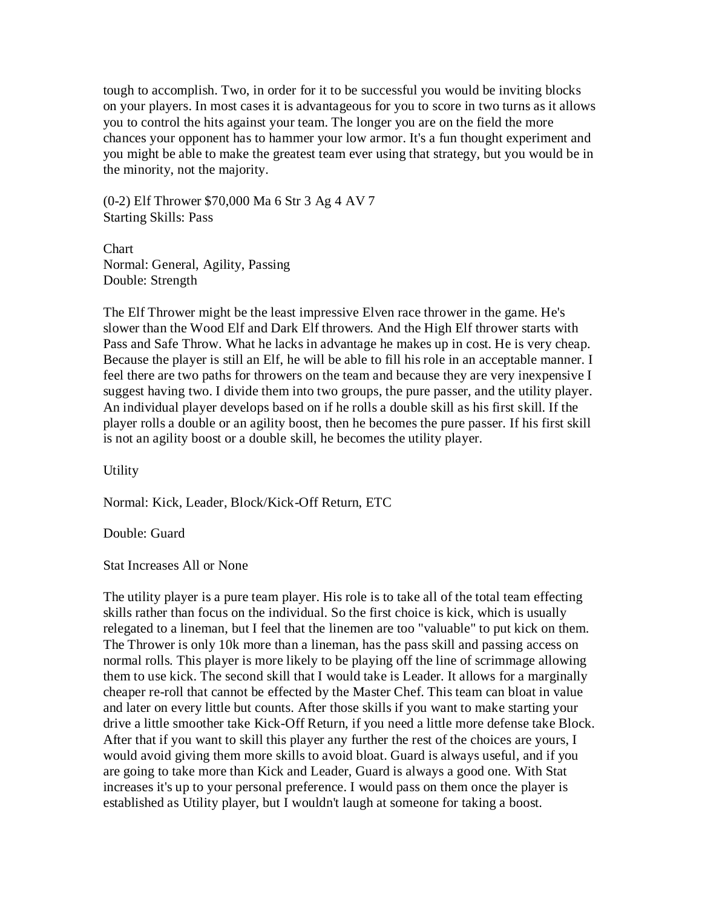tough to accomplish. Two, in order for it to be successful you would be inviting blocks on your players. In most cases it is advantageous for you to score in two turns as it allows you to control the hits against your team. The longer you are on the field the more chances your opponent has to hammer your low armor. It's a fun thought experiment and you might be able to make the greatest team ever using that strategy, but you would be in the minority, not the majority.

(0-2) Elf Thrower $70,000 Ma 6 Str 3 Ag 4 AV 7
Starting Skills: Pass

Chart
Normal: General, Agility, Passing
Double: Strength

The Elf Thrower might be the least impressive Elven race thrower in the game. He's slower than the Wood Elf and Dark Elf throwers. And the High Elf thrower starts with Pass and Safe Throw. What he lacks in advantage he makes up in cost. He is very cheap. Because the player is still an Elf, he will be able to fill his role in an acceptable manner. I feel there are two paths for throwers on the team and because they are very inexpensive I suggest having two. I divide them into two groups, the pure passer, and the utility player. An individual player develops based on if he rolls a double skill as his first skill. If the player rolls a double or an agility boost, then he becomes the pure passer. If his first skill is not an agility boost or a double skill, he becomes the utility player.

Utility

Normal: Kick, Leader, Block/Kick-Off Return, ETC

Double: Guard

Stat Increases All or None

The utility player is a pure team player. His role is to take all of the total team effecting skills rather than focus on the individual. So the first choice is kick, which is usually relegated to a lineman, but I feel that the linemen are too "valuable" to put kick on them. The Thrower is only 10k more than a lineman, has the pass skill and passing access on normal rolls. This player is more likely to be playing off the line of scrimmage allowing them to use kick. The second skill that I would take is Leader. It allows for a marginally cheaper re-roll that cannot be effected by the Master Chef. This team can bloat in value and later on every little but counts. After those skills if you want to make starting your drive a little smoother take Kick-Off Return, if you need a little more defense take Block. After that if you want to skill this player any further the rest of the choices are yours, I would avoid giving them more skills to avoid bloat. Guard is always useful, and if you are going to take more than Kick and Leader, Guard is always a good one. With Stat increases it's up to your personal preference. I would pass on them once the player is established as Utility player, but I wouldn't laugh at someone for taking a boost.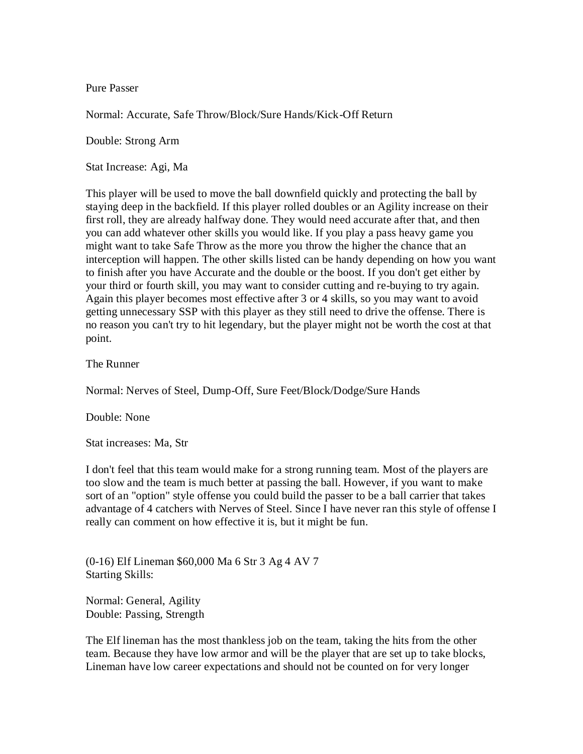Pure Passer

Normal: Accurate, Safe Throw/Block/Sure Hands/Kick-Off Return

Double: Strong Arm

Stat Increase: Agi, Ma

This player will be used to move the ball downfield quickly and protecting the ball by staying deep in the backfield. If this player rolled doubles or an Agility increase on their first roll, they are already halfway done. They would need accurate after that, and then you can add whatever other skills you would like. If you play a pass heavy game you might want to take Safe Throw as the more you throw the higher the chance that an interception will happen. The other skills listed can be handy depending on how you want to finish after you have Accurate and the double or the boost. If you don't get either by your third or fourth skill, you may want to consider cutting and re-buying to try again. Again this player becomes most effective after 3 or 4 skills, so you may want to avoid getting unnecessary SSP with this player as they still need to drive the offense. There is no reason you can't try to hit legendary, but the player might not be worth the cost at that point.

The Runner

Normal: Nerves of Steel, Dump-Off, Sure Feet/Block/Dodge/Sure Hands

Double: None

Stat increases: Ma, Str

I don't feel that this team would make for a strong running team. Most of the players are too slow and the team is much better at passing the ball. However, if you want to make sort of an "option" style offense you could build the passer to be a ball carrier that takes advantage of 4 catchers with Nerves of Steel. Since I have never ran this style of offense I really can comment on how effective it is, but it might be fun.

(0-16) Elf Lineman $60,000 Ma 6 Str 3 Ag 4 AV 7
Starting Skills:

Normal: General, Agility
Double: Passing, Strength

The Elf lineman has the most thankless job on the team, taking the hits from the other team. Because they have low armor and will be the player that are set up to take blocks, Lineman have low career expectations and should not be counted on for very longer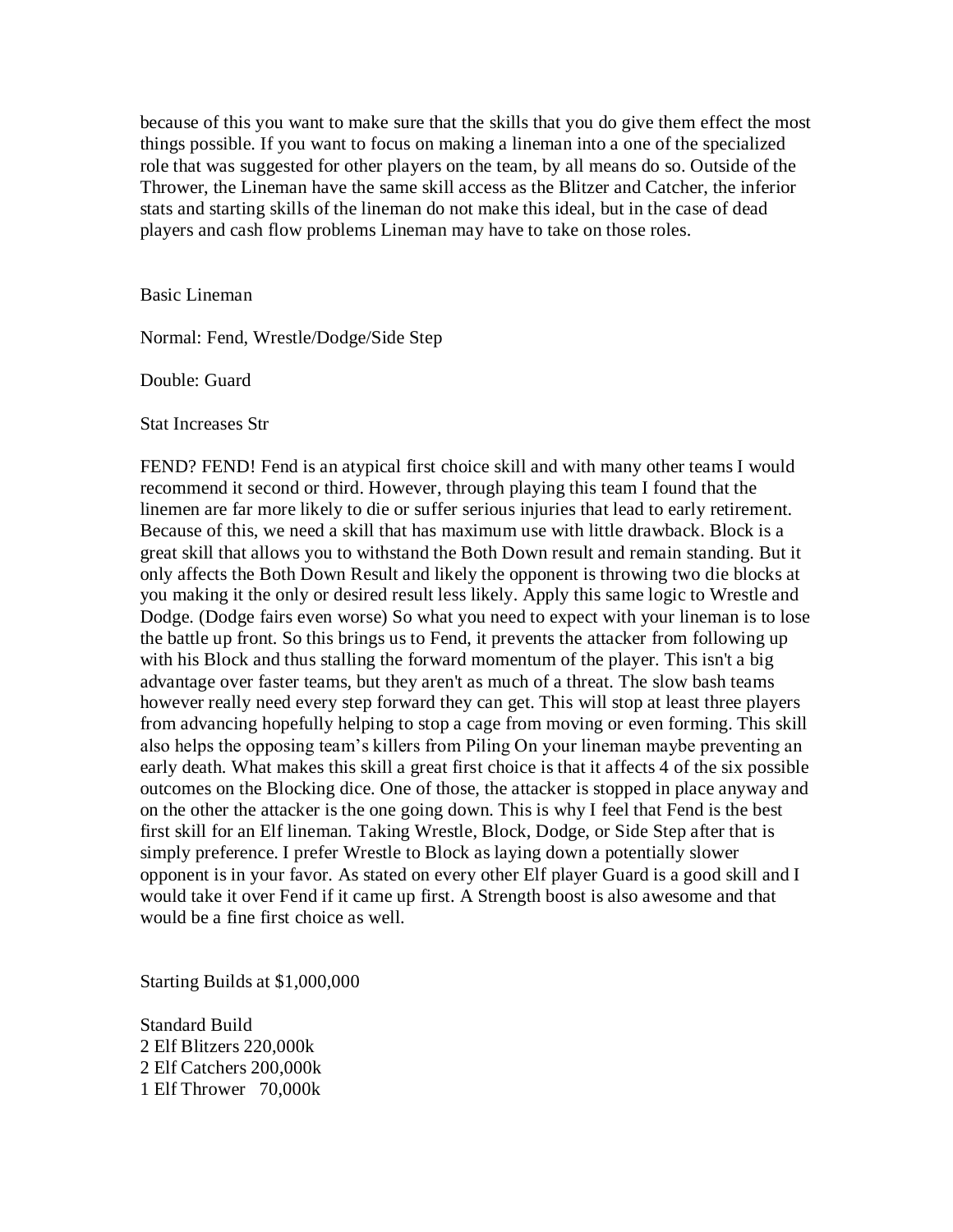because of this you want to make sure that the skills that you do give them effect the most things possible. If you want to focus on making a lineman into a one of the specialized role that was suggested for other players on the team, by all means do so. Outside of the Thrower, the Lineman have the same skill access as the Blitzer and Catcher, the inferior stats and starting skills of the lineman do not make this ideal, but in the case of dead players and cash flow problems Lineman may have to take on those roles.

Basic Lineman

Normal: Fend, Wrestle/Dodge/Side Step

Double: Guard

Stat Increases Str

FEND? FEND! Fend is an atypical first choice skill and with many other teams I would recommend it second or third. However, through playing this team I found that the linemen are far more likely to die or suffer serious injuries that lead to early retirement. Because of this, we need a skill that has maximum use with little drawback. Block is a great skill that allows you to withstand the Both Down result and remain standing. But it only affects the Both Down Result and likely the opponent is throwing two die blocks at you making it the only or desired result less likely. Apply this same logic to Wrestle and Dodge. (Dodge fairs even worse) So what you need to expect with your lineman is to lose the battle up front. So this brings us to Fend, it prevents the attacker from following up with his Block and thus stalling the forward momentum of the player. This isn't a big advantage over faster teams, but they aren't as much of a threat. The slow bash teams however really need every step forward they can get. This will stop at least three players from advancing hopefully helping to stop a cage from moving or even forming. This skill also helps the opposing team's killers from Piling On your lineman maybe preventing an early death. What makes this skill a great first choice is that it affects 4 of the six possible outcomes on the Blocking dice. One of those, the attacker is stopped in place anyway and on the other the attacker is the one going down. This is why I feel that Fend is the best first skill for an Elf lineman. Taking Wrestle, Block, Dodge, or Side Step after that is simply preference. I prefer Wrestle to Block as laying down a potentially slower opponent is in your favor. As stated on every other Elf player Guard is a good skill and I would take it over Fend if it came up first. A Strength boost is also awesome and that would be a fine first choice as well.

Starting Builds at $1,000,000

Standard Build
2 Elf Blitzers 220,000k
2 Elf Catchers 200,000k
1 Elf Thrower 70,000k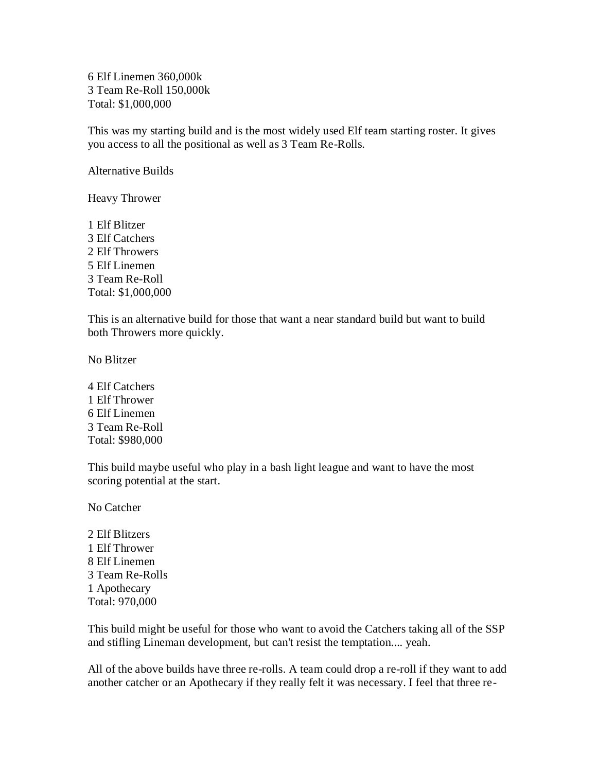6 Elf Linemen 360,000k
3 Team Re-Roll 150,000k
Total: $1,000,000

This was my starting build and is the most widely used Elf team starting roster. It gives you access to all the positional as well as 3 Team Re-Rolls.

Alternative Builds

Heavy Thrower

1 Elf Blitzer
3 Elf Catchers
2 Elf Throwers
5 Elf Linemen
3 Team Re-Roll
Total: $1,000,000

This is an alternative build for those that want a near standard build but want to build both Throwers more quickly.

No Blitzer

4 Elf Catchers
1 Elf Thrower
6 Elf Linemen
3 Team Re-Roll
Total: $980,000

This build maybe useful who play in a bash light league and want to have the most scoring potential at the start.

No Catcher

2 Elf Blitzers
1 Elf Thrower
8 Elf Linemen
3 Team Re-Rolls
1 Apothecary
Total: 970,000

This build might be useful for those who want to avoid the Catchers taking all of the SSP and stifling Lineman development, but can't resist the temptation.... yeah.

All of the above builds have three re-rolls. A team could drop a re-roll if they want to add another catcher or an Apothecary if they really felt it was necessary. I feel that three re-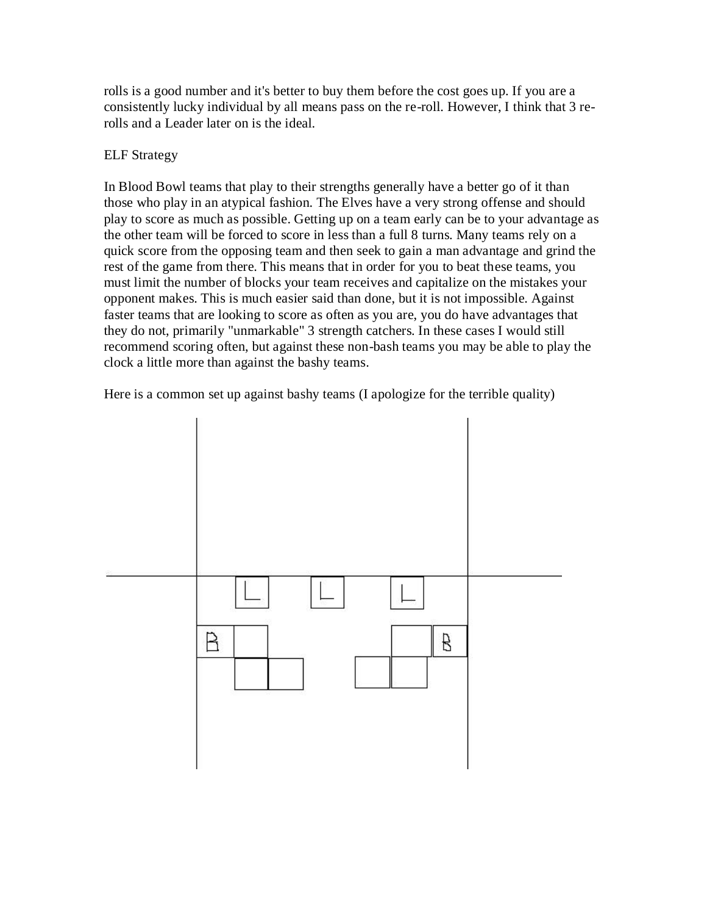rolls is a good number and it's better to buy them before the cost goes up. If you are a consistently lucky individual by all means pass on the re-roll. However, I think that 3 re-rolls and a Leader later on is the ideal.

## ELF Strategy

In Blood Bowl teams that play to their strengths generally have a better go of it than those who play in an atypical fashion. The Elves have a very strong offense and should play to score as much as possible. Getting up on a team early can be to your advantage as the other team will be forced to score in less than a full 8 turns. Many teams rely on a quick score from the opposing team and then seek to gain a man advantage and grind the rest of the game from there. This means that in order for you to beat these teams, you must limit the number of blocks your team receives and capitalize on the mistakes your opponent makes. This is much easier said than done, but it is not impossible. Against faster teams that are looking to score as often as you are, you do have advantages that they do not, primarily "unmarkable" 3 strength catchers. In these cases I would still recommend scoring often, but against these non-bash teams you may be able to play the clock a little more than against the bashy teams.

Here is a common set up against bashy teams (I apologize for the terrible quality)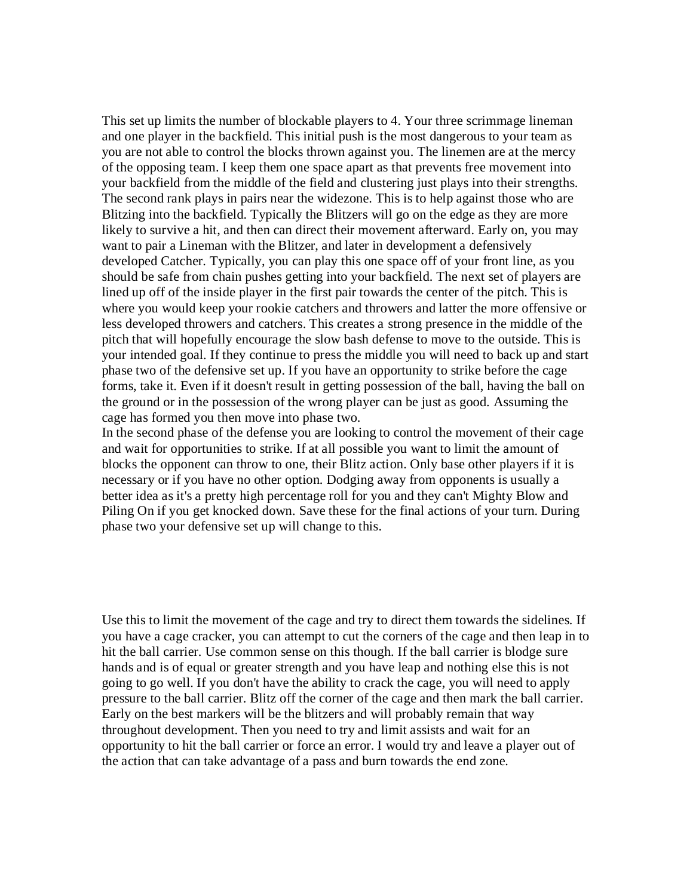This set up limits the number of blockable players to 4. Your three scrimmage lineman and one player in the backfield. This initial push is the most dangerous to your team as you are not able to control the blocks thrown against you. The linemen are at the mercy of the opposing team. I keep them one space apart as that prevents free movement into your backfield from the middle of the field and clustering just plays into their strengths. The second rank plays in pairs near the widezone. This is to help against those who are Blitzing into the backfield. Typically the Blitzers will go on the edge as they are more likely to survive a hit, and then can direct their movement afterward. Early on, you may want to pair a Lineman with the Blitzer, and later in development a defensively developed Catcher. Typically, you can play this one space off of your front line, as you should be safe from chain pushes getting into your backfield. The next set of players are lined up off of the inside player in the first pair towards the center of the pitch. This is where you would keep your rookie catchers and throwers and latter the more offensive or less developed throwers and catchers. This creates a strong presence in the middle of the pitch that will hopefully encourage the slow bash defense to move to the outside. This is your intended goal. If they continue to press the middle you will need to back up and start phase two of the defensive set up. If you have an opportunity to strike before the cage forms, take it. Even if it doesn't result in getting possession of the ball, having the ball on the ground or in the possession of the wrong player can be just as good. Assuming the cage has formed you then move into phase two.

In the second phase of the defense you are looking to control the movement of their cage and wait for opportunities to strike. If at all possible you want to limit the amount of blocks the opponent can throw to one, their Blitz action. Only base other players if it is necessary or if you have no other option. Dodging away from opponents is usually a better idea as it's a pretty high percentage roll for you and they can't Mighty Blow and Piling On if you get knocked down. Save these for the final actions of your turn. During phase two your defensive set up will change to this.

Use this to limit the movement of the cage and try to direct them towards the sidelines. If you have a cage cracker, you can attempt to cut the corners of the cage and then leap in to hit the ball carrier. Use common sense on this though. If the ball carrier is blodge sure hands and is of equal or greater strength and you have leap and nothing else this is not going to go well. If you don't have the ability to crack the cage, you will need to apply pressure to the ball carrier. Blitz off the corner of the cage and then mark the ball carrier. Early on the best markers will be the blitzers and will probably remain that way throughout development. Then you need to try and limit assists and wait for an opportunity to hit the ball carrier or force an error. I would try and leave a player out of the action that can take advantage of a pass and burn towards the end zone.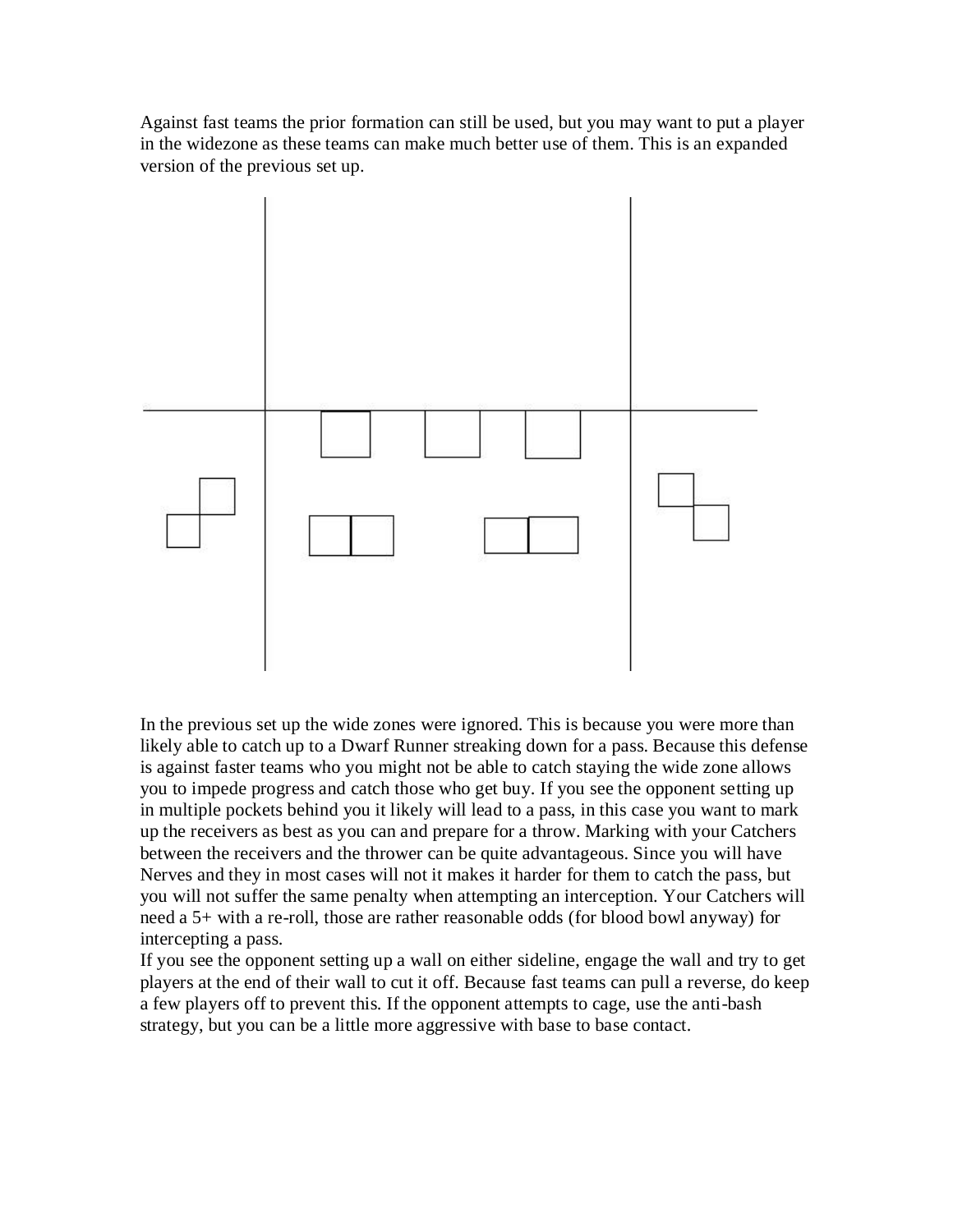Against fast teams the prior formation can still be used, but you may want to put a player in the widezone as these teams can make much better use of them. This is an expanded version of the previous set up.

In the previous set up the wide zones were ignored. This is because you were more than likely able to catch up to a Dwarf Runner streaking down for a pass. Because this defense is against faster teams who you might not be able to catch staying the wide zone allows you to impede progress and catch those who get buy. If you see the opponent setting up in multiple pockets behind you it likely will lead to a pass, in this case you want to mark up the receivers as best as you can and prepare for a throw. Marking with your Catchers between the receivers and the thrower can be quite advantageous. Since you will have Nerves and they in most cases will not it makes it harder for them to catch the pass, but you will not suffer the same penalty when attempting an interception. Your Catchers will need a 5+ with a re-roll, those are rather reasonable odds (for blood bowl anyway) for intercepting a pass.

If you see the opponent setting up a wall on either sideline, engage the wall and try to get players at the end of their wall to cut it off. Because fast teams can pull a reverse, do keep a few players off to prevent this. If the opponent attempts to cage, use the anti-bash strategy, but you can be a little more aggressive with base to base contact.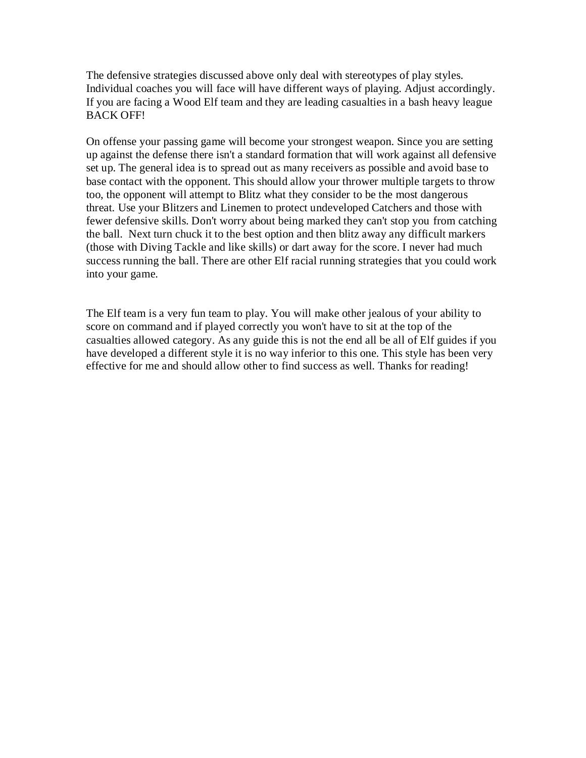The defensive strategies discussed above only deal with stereotypes of play styles. Individual coaches you will face will have different ways of playing. Adjust accordingly. If you are facing a Wood Elf team and they are leading casualties in a bash heavy league BACK OFF!

On offense your passing game will become your strongest weapon. Since you are setting up against the defense there isn't a standard formation that will work against all defensive set up. The general idea is to spread out as many receivers as possible and avoid base to base contact with the opponent. This should allow your thrower multiple targets to throw too, the opponent will attempt to Blitz what they consider to be the most dangerous threat. Use your Blitzers and Linemen to protect undeveloped Catchers and those with fewer defensive skills. Don't worry about being marked they can't stop you from catching the ball. Next turn chuck it to the best option and then blitz away any difficult markers (those with Diving Tackle and like skills) or dart away for the score. I never had much success running the ball. There are other Elf racial running strategies that you could work into your game.

The Elf team is a very fun team to play. You will make other jealous of your ability to score on command and if played correctly you won't have to sit at the top of the casualties allowed category. As any guide this is not the end all be all of Elf guides if you have developed a different style it is no way inferior to this one. This style has been very effective for me and should allow other to find success as well. Thanks for reading!